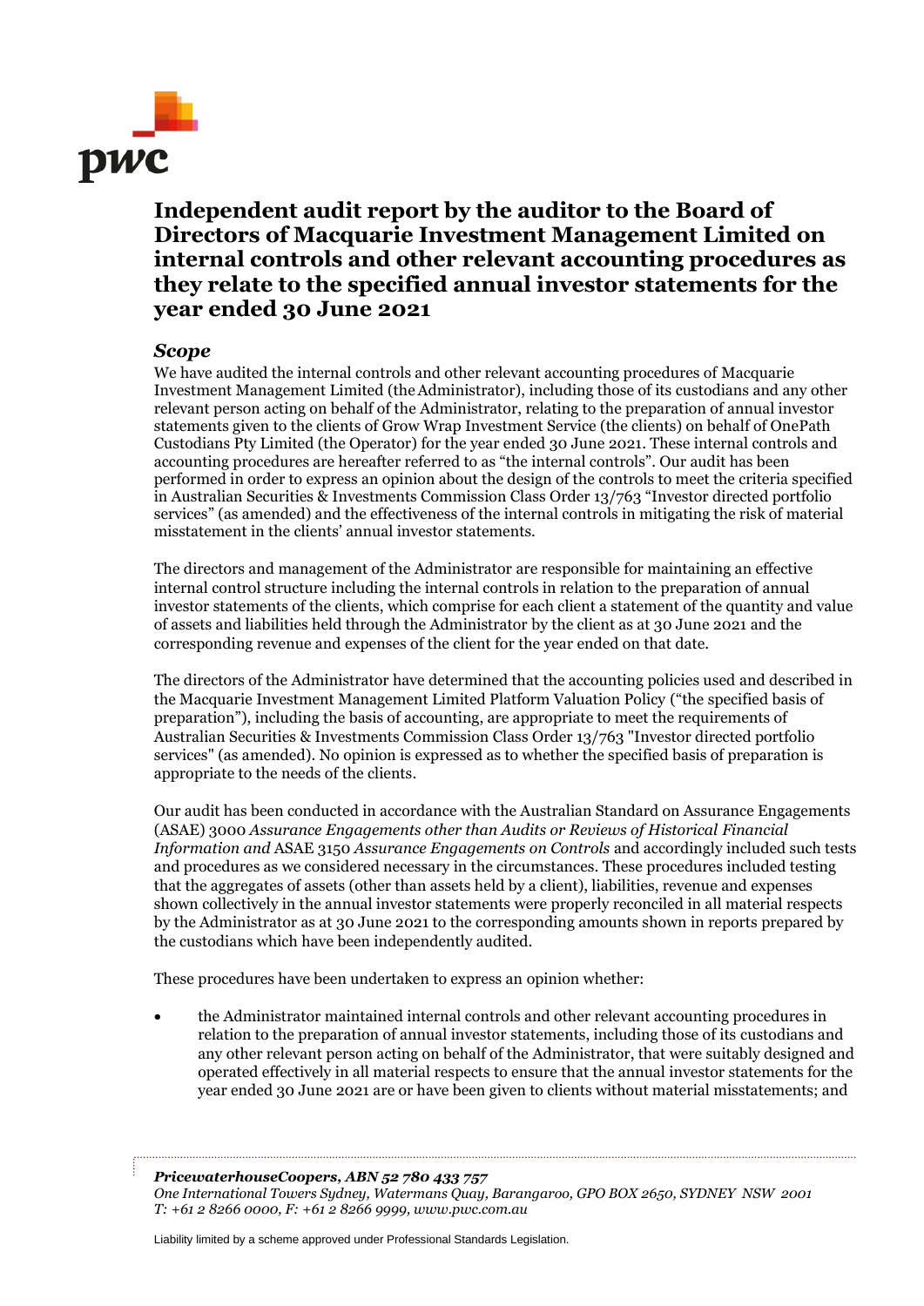# Independent audit report by the auditor to the Board of Directors of Macquarie Investment Management Limited on internal controls and other relevant accounting procedures as they relate to the specified annual investor statements for the year ended 30 June 2021

## *Scope*

We have audited the internal controls and other relevant accounting procedures of Macquarie Investment Management Limited (the Administrator), including those of its custodians and any other relevant person acting on behalf of the Administrator, relating to the preparation of annual investor statements given to the clients of Grow Wrap Investment Service (the clients) on behalf of OnePath Custodians Pty Limited (the Operator) for the year ended 30 June 2021. These internal controls and accounting procedures are hereafter referred to as "the internal controls". Our audit has been performed in order to express an opinion about the design of the controls to meet the criteria specified in Australian Securities & Investments Commission Class Order 13/763 "Investor directed portfolio services" (as amended) and the effectiveness of the internal controls in mitigating the risk of material misstatement in the clients' annual investor statements.

The directors and management of the Administrator are responsible for maintaining an effective internal control structure including the internal controls in relation to the preparation of annual investor statements of the clients, which comprise for each client a statement of the quantity and value of assets and liabilities held through the Administrator by the client as at 30 June 2021 and the corresponding revenue and expenses of the client for the year ended on that date.

The directors of the Administrator have determined that the accounting policies used and described in the Macquarie Investment Management Limited Platform Valuation Policy ("the specified basis of preparation"), including the basis of accounting, are appropriate to meet the requirements of Australian Securities & Investments Commission Class Order 13/763 "Investor directed portfolio services" (as amended). No opinion is expressed as to whether the specified basis of preparation is appropriate to the needs of the clients.

Our audit has been conducted in accordance with the Australian Standard on Assurance Engagements (ASAE) 3000 *Assurance Engagements other than Audits or Reviews of Historical Financial Information and* ASAE 3150 *Assurance Engagements on Controls* and accordingly included such tests and procedures as we considered necessary in the circumstances. These procedures included testing that the aggregates of assets (other than assets held by a client), liabilities, revenue and expenses shown collectively in the annual investor statements were properly reconciled in all material respects by the Administrator as at 30 June 2021 to the corresponding amounts shown in reports prepared by the custodians which have been independently audited.

These procedures have been undertaken to express an opinion whether:

- the Administrator maintained internal controls and other relevant accounting procedures in relation to the preparation of annual investor statements, including those of its custodians and any other relevant person acting on behalf of the Administrator, that were suitably designed and operated effectively in all material respects to ensure that the annual investor statements for the year ended 30 June 2021 are or have been given to clients without material misstatements; and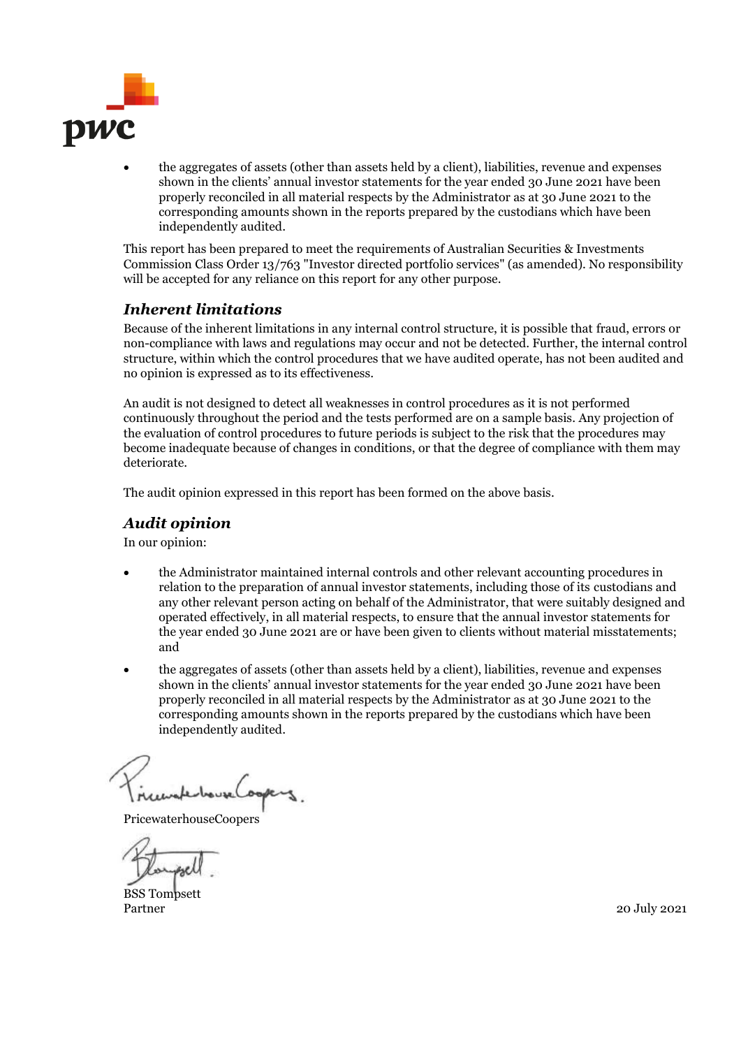- the aggregates of assets (other than assets held by a client), liabilities, revenue and expenses shown in the clients' annual investor statements for the year ended 30 June 2021 have been properly reconciled in all material respects by the Administrator as at 30 June 2021 to the corresponding amounts shown in the reports prepared by the custodians which have been independently audited.

This report has been prepared to meet the requirements of Australian Securities & Investments Commission Class Order 13/763 "Investor directed portfolio services" (as amended). No responsibility will be accepted for any reliance on this report for any other purpose.

## *Inherent limitations*

Because of the inherent limitations in any internal control structure, it is possible that fraud, errors or non-compliance with laws and regulations may occur and not be detected. Further, the internal control structure, within which the control procedures that we have audited operate, has not been audited and no opinion is expressed as to its effectiveness.

An audit is not designed to detect all weaknesses in control procedures as it is not performed continuously throughout the period and the tests performed are on a sample basis. Any projection of the evaluation of control procedures to future periods is subject to the risk that the procedures may become inadequate because of changes in conditions, or that the degree of compliance with them may deteriorate.

The audit opinion expressed in this report has been formed on the above basis.

## *Audit opinion*

In our opinion:

- the Administrator maintained internal controls and other relevant accounting procedures in relation to the preparation of annual investor statements, including those of its custodians and any other relevant person acting on behalf of the Administrator, that were suitably designed and operated effectively, in all material respects, to ensure that the annual investor statements for the year ended 30 June 2021 are or have been given to clients without material misstatements; and
- the aggregates of assets (other than assets held by a client), liabilities, revenue and expenses shown in the clients' annual investor statements for the year ended 30 June 2021 have been properly reconciled in all material respects by the Administrator as at 30 June 2021 to the corresponding amounts shown in the reports prepared by the custodians which have been independently audited.

PricewaterhouseCoopers

BSS Tompsett
Partner

20 July 2021